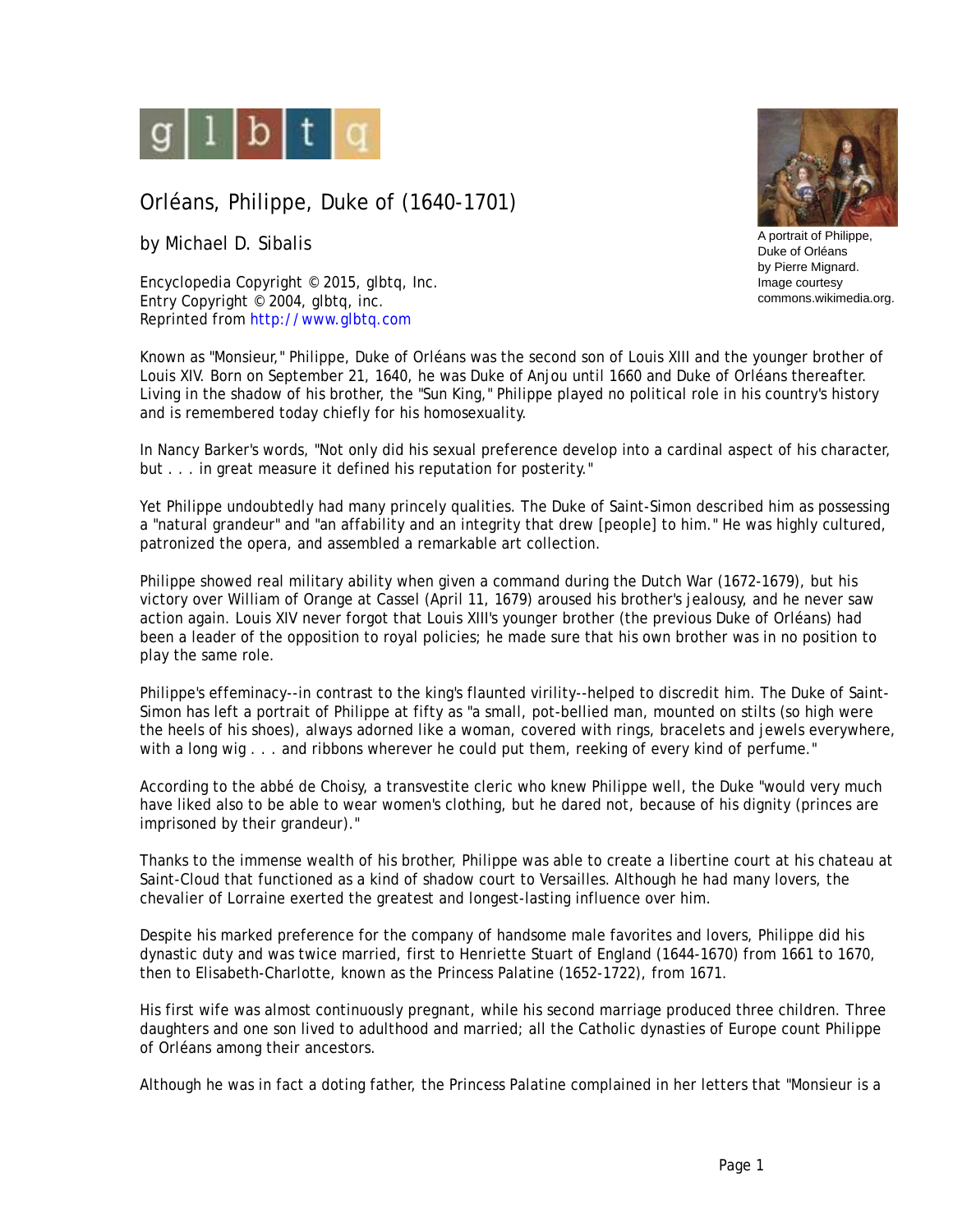glbtq

# Orléans, Philippe, Duke of (1640-1701)

by Michael D. Sibalis

Encyclopedia Copyright © 2015, glbtq, Inc.
Entry Copyright © 2004, glbtq, inc.
Reprinted from http://www.glbtq.com

A portrait of Philippe, Duke of Orléans by Pierre Mignard. Image courtesy commons.wikimedia.org.

Known as "Monsieur," Philippe, Duke of Orléans was the second son of Louis XIII and the younger brother of Louis XIV. Born on September 21, 1640, he was Duke of Anjou until 1660 and Duke of Orléans thereafter. Living in the shadow of his brother, the "Sun King," Philippe played no political role in his country's history and is remembered today chiefly for his homosexuality.

In Nancy Barker's words, "Not only did his sexual preference develop into a cardinal aspect of his character, but . . . in great measure it defined his reputation for posterity."

Yet Philippe undoubtedly had many princely qualities. The Duke of Saint-Simon described him as possessing a "natural grandeur" and "an affability and an integrity that drew [people] to him." He was highly cultured, patronized the opera, and assembled a remarkable art collection.

Philippe showed real military ability when given a command during the Dutch War (1672-1679), but his victory over William of Orange at Cassel (April 11, 1679) aroused his brother's jealousy, and he never saw action again. Louis XIV never forgot that Louis XIII's younger brother (the previous Duke of Orléans) had been a leader of the opposition to royal policies; he made sure that his own brother was in no position to play the same role.

Philippe's effeminacy--in contrast to the king's flaunted virility--helped to discredit him. The Duke of Saint-Simon has left a portrait of Philippe at fifty as "a small, pot-bellied man, mounted on stilts (so high were the heels of his shoes), always adorned like a woman, covered with rings, bracelets and jewels everywhere, with a long wig . . . and ribbons wherever he could put them, reeking of every kind of perfume."

According to the abbé de Choisy, a transvestite cleric who knew Philippe well, the Duke "would very much have liked also to be able to wear women's clothing, but he dared not, because of his dignity (princes are imprisoned by their grandeur)."

Thanks to the immense wealth of his brother, Philippe was able to create a libertine court at his chateau at Saint-Cloud that functioned as a kind of shadow court to Versailles. Although he had many lovers, the chevalier of Lorraine exerted the greatest and longest-lasting influence over him.

Despite his marked preference for the company of handsome male favorites and lovers, Philippe did his dynastic duty and was twice married, first to Henriette Stuart of England (1644-1670) from 1661 to 1670, then to Elisabeth-Charlotte, known as the Princess Palatine (1652-1722), from 1671.

His first wife was almost continuously pregnant, while his second marriage produced three children. Three daughters and one son lived to adulthood and married; all the Catholic dynasties of Europe count Philippe of Orléans among their ancestors.

Although he was in fact a doting father, the Princess Palatine complained in her letters that "Monsieur is a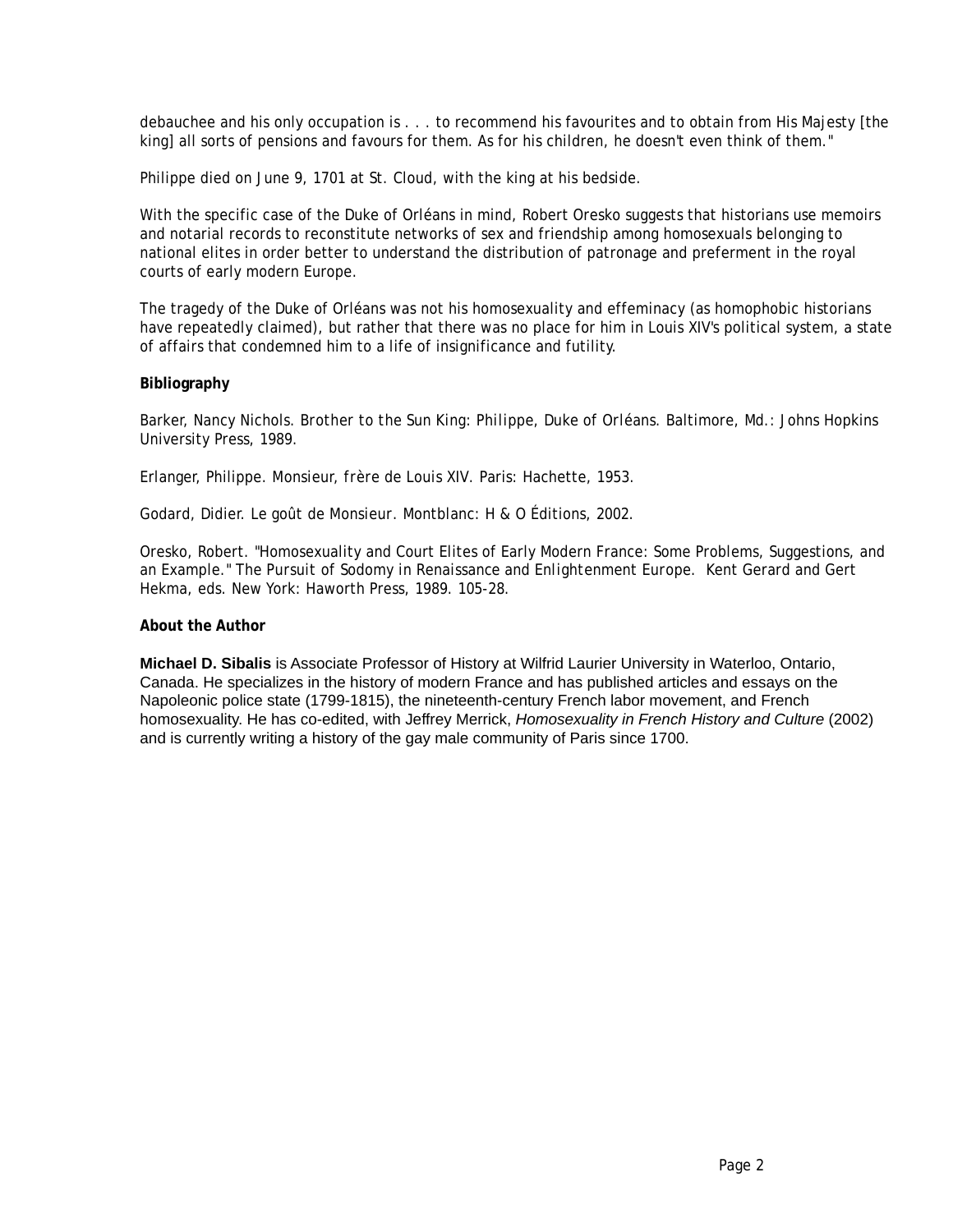debauchee and his only occupation is . . . to recommend his favourites and to obtain from His Majesty [the king] all sorts of pensions and favours for them. As for his children, he doesn't even think of them."

Philippe died on June 9, 1701 at St. Cloud, with the king at his bedside.

With the specific case of the Duke of Orléans in mind, Robert Oresko suggests that historians use memoirs and notarial records to reconstitute networks of sex and friendship among homosexuals belonging to national elites in order better to understand the distribution of patronage and preferment in the royal courts of early modern Europe.

The tragedy of the Duke of Orléans was not his homosexuality and effeminacy (as homophobic historians have repeatedly claimed), but rather that there was no place for him in Louis XIV's political system, a state of affairs that condemned him to a life of insignificance and futility.

**Bibliography**

Barker, Nancy Nichols. *Brother to the Sun King: Philippe, Duke of Orléans*. Baltimore, Md.: Johns Hopkins University Press, 1989.

Erlanger, Philippe. *Monsieur, frère de Louis XIV*. Paris: Hachette, 1953.

Godard, Didier. *Le goût de Monsieur*. Montblanc: H & O Éditions, 2002.

Oresko, Robert. "Homosexuality and Court Elites of Early Modern France: Some Problems, Suggestions, and an Example." *The Pursuit of Sodomy in Renaissance and Enlightenment Europe*. Kent Gerard and Gert Hekma, eds. New York: Haworth Press, 1989. 105-28.

**About the Author**

**Michael D. Sibalis** is Associate Professor of History at Wilfrid Laurier University in Waterloo, Ontario, Canada. He specializes in the history of modern France and has published articles and essays on the Napoleonic police state (1799-1815), the nineteenth-century French labor movement, and French homosexuality. He has co-edited, with Jeffrey Merrick, *Homosexuality in French History and Culture* (2002) and is currently writing a history of the gay male community of Paris since 1700.